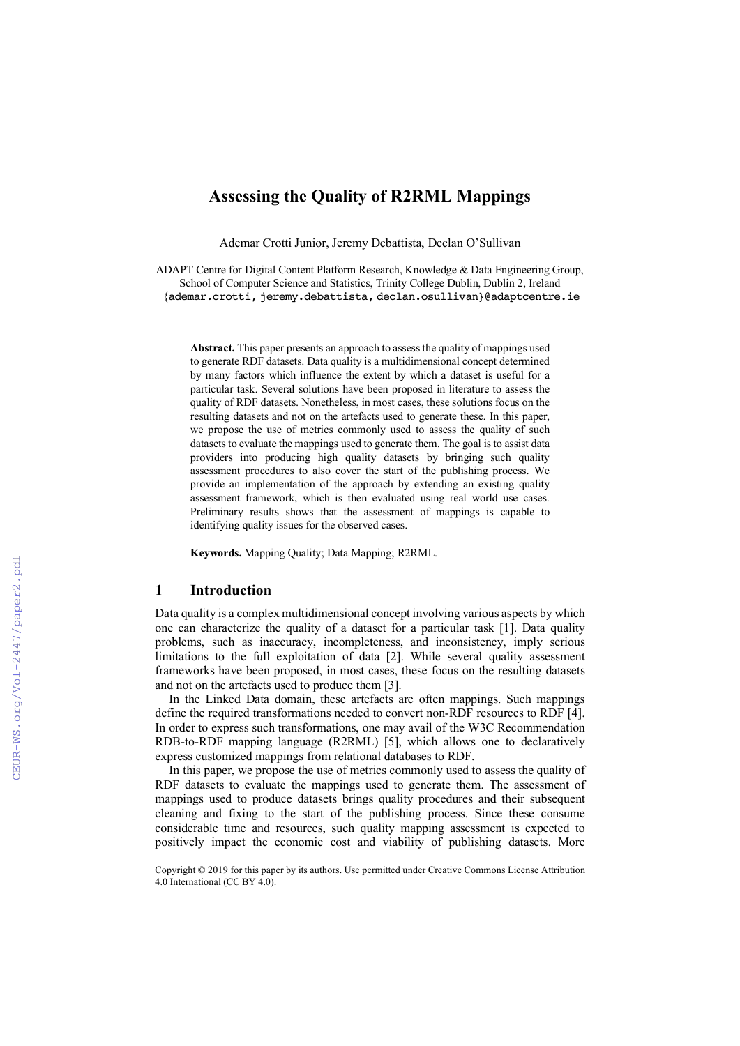# Assessing the Quality of R2RML Mappings

Ademar Crotti Junior, Jeremy Debattista, Declan O'Sullivan

ADAPT Centre for Digital Content Platform Research, Knowledge & Data Engineering Group, School of Computer Science and Statistics, Trinity College Dublin, Dublin 2, Ireland
{ademar.crotti, jeremy.debattista, declan.osullivan}@adaptcentre.ie

**Abstract.** This paper presents an approach to assess the quality of mappings used to generate RDF datasets. Data quality is a multidimensional concept determined by many factors which influence the extent by which a dataset is useful for a particular task. Several solutions have been proposed in literature to assess the quality of RDF datasets. Nonetheless, in most cases, these solutions focus on the resulting datasets and not on the artefacts used to generate these. In this paper, we propose the use of metrics commonly used to assess the quality of such datasets to evaluate the mappings used to generate them. The goal is to assist data providers into producing high quality datasets by bringing such quality assessment procedures to also cover the start of the publishing process. We provide an implementation of the approach by extending an existing quality assessment framework, which is then evaluated using real world use cases. Preliminary results shows that the assessment of mappings is capable to identifying quality issues for the observed cases.

**Keywords.** Mapping Quality; Data Mapping; R2RML.

## 1 Introduction

Data quality is a complex multidimensional concept involving various aspects by which one can characterize the quality of a dataset for a particular task [1]. Data quality problems, such as inaccuracy, incompleteness, and inconsistency, imply serious limitations to the full exploitation of data [2]. While several quality assessment frameworks have been proposed, in most cases, these focus on the resulting datasets and not on the artefacts used to produce them [3].

In the Linked Data domain, these artefacts are often mappings. Such mappings define the required transformations needed to convert non-RDF resources to RDF [4]. In order to express such transformations, one may avail of the W3C Recommendation RDB-to-RDF mapping language (R2RML) [5], which allows one to declaratively express customized mappings from relational databases to RDF.

In this paper, we propose the use of metrics commonly used to assess the quality of RDF datasets to evaluate the mappings used to generate them. The assessment of mappings used to produce datasets brings quality procedures and their subsequent cleaning and fixing to the start of the publishing process. Since these consume considerable time and resources, such quality mapping assessment is expected to positively impact the economic cost and viability of publishing datasets. More

Copyright © 2019 for this paper by its authors. Use permitted under Creative Commons License Attribution 4.0 International (CC BY 4.0).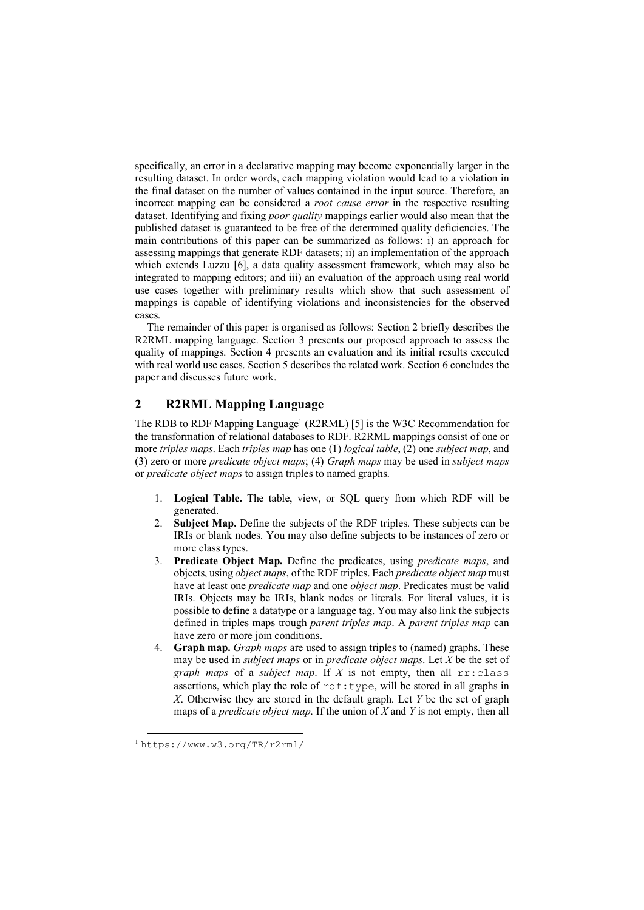specifically, an error in a declarative mapping may become exponentially larger in the resulting dataset. In order words, each mapping violation would lead to a violation in the final dataset on the number of values contained in the input source. Therefore, an incorrect mapping can be considered a *root cause error* in the respective resulting dataset. Identifying and fixing *poor quality* mappings earlier would also mean that the published dataset is guaranteed to be free of the determined quality deficiencies. The main contributions of this paper can be summarized as follows: i) an approach for assessing mappings that generate RDF datasets; ii) an implementation of the approach which extends Luzzu [6], a data quality assessment framework, which may also be integrated to mapping editors; and iii) an evaluation of the approach using real world use cases together with preliminary results which show that such assessment of mappings is capable of identifying violations and inconsistencies for the observed cases.

The remainder of this paper is organised as follows: Section 2 briefly describes the R2RML mapping language. Section 3 presents our proposed approach to assess the quality of mappings. Section 4 presents an evaluation and its initial results executed with real world use cases. Section 5 describes the related work. Section 6 concludes the paper and discusses future work.

## 2 R2RML Mapping Language

The RDB to RDF Mapping Language[1] (R2RML) [5] is the W3C Recommendation for the transformation of relational databases to RDF. R2RML mappings consist of one or more *triples maps*. Each *triples map* has one (1) *logical table*, (2) one *subject map*, and (3) zero or more *predicate object maps*; (4) *Graph maps* may be used in *subject maps* or *predicate object maps* to assign triples to named graphs.

1. **Logical Table.** The table, view, or SQL query from which RDF will be generated.
2. **Subject Map.** Define the subjects of the RDF triples. These subjects can be IRIs or blank nodes. You may also define subjects to be instances of zero or more class types.
3. **Predicate Object Map.** Define the predicates, using *predicate maps*, and objects, using *object maps*, of the RDF triples. Each *predicate object map* must have at least one *predicate map* and one *object map*. Predicates must be valid IRIs. Objects may be IRIs, blank nodes or literals. For literal values, it is possible to define a datatype or a language tag. You may also link the subjects defined in triples maps trough *parent triples map*. A *parent triples map* can have zero or more join conditions.
4. **Graph map.** *Graph maps* are used to assign triples to (named) graphs. These may be used in *subject maps* or in *predicate object maps*. Let *X* be the set of *graph maps* of a *subject map*. If *X* is not empty, then all `rr:class` assertions, which play the role of `rdf:type`, will be stored in all graphs in *X*. Otherwise they are stored in the default graph. Let *Y* be the set of graph maps of a *predicate object map*. If the union of *X* and *Y* is not empty, then all

[1] `https://www.w3.org/TR/r2rml/`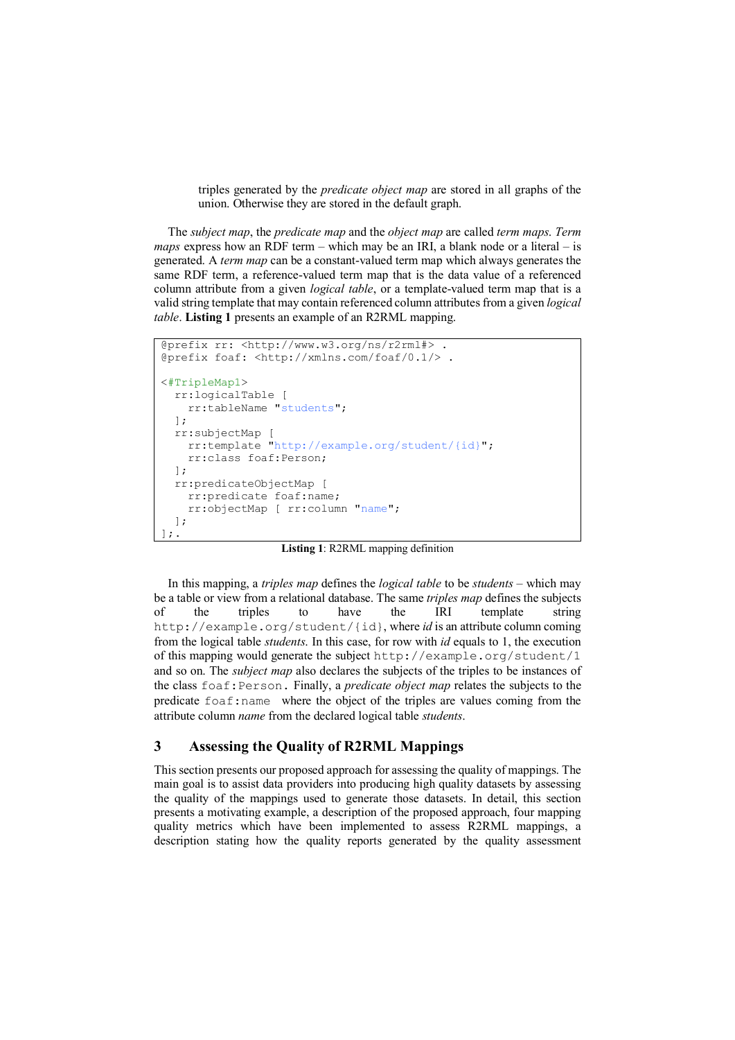triples generated by the *predicate object map* are stored in all graphs of the union. Otherwise they are stored in the default graph.

The *subject map*, the *predicate map* and the *object map* are called *term maps*. *Term maps* express how an RDF term – which may be an IRI, a blank node or a literal – is generated. A *term map* can be a constant-valued term map which always generates the same RDF term, a reference-valued term map that is the data value of a referenced column attribute from a given *logical table*, or a template-valued term map that is a valid string template that may contain referenced column attributes from a given *logical table*. **Listing 1** presents an example of an R2RML mapping.

```
@prefix rr: <http://www.w3.org/ns/r2rml#> .
@prefix foaf: <http://xmlns.com/foaf/0.1/> .

<#TripleMap1>
  rr:logicalTable [
    rr:tableName "students";
  ];
  rr:subjectMap [
    rr:template "http://example.org/student/{id}";
    rr:class foaf:Person;
  ];
  rr:predicateObjectMap [
    rr:predicate foaf:name;
    rr:objectMap [ rr:column "name";
  ];
];.
```

**Listing 1**: R2RML mapping definition

In this mapping, a *triples map* defines the *logical table* to be *students* – which may be a table or view from a relational database. The same *triples map* defines the subjects of the triples to have the IRI template string `http://example.org/student/{id}`, where *id* is an attribute column coming from the logical table *students*. In this case, for row with *id* equals to 1, the execution of this mapping would generate the subject `http://example.org/student/1` and so on. The *subject map* also declares the subjects of the triples to be instances of the class `foaf:Person`. Finally, a *predicate object map* relates the subjects to the predicate `foaf:name` where the object of the triples are values coming from the attribute column *name* from the declared logical table *students*.

## 3 Assessing the Quality of R2RML Mappings

This section presents our proposed approach for assessing the quality of mappings. The main goal is to assist data providers into producing high quality datasets by assessing the quality of the mappings used to generate those datasets. In detail, this section presents a motivating example, a description of the proposed approach, four mapping quality metrics which have been implemented to assess R2RML mappings, a description stating how the quality reports generated by the quality assessment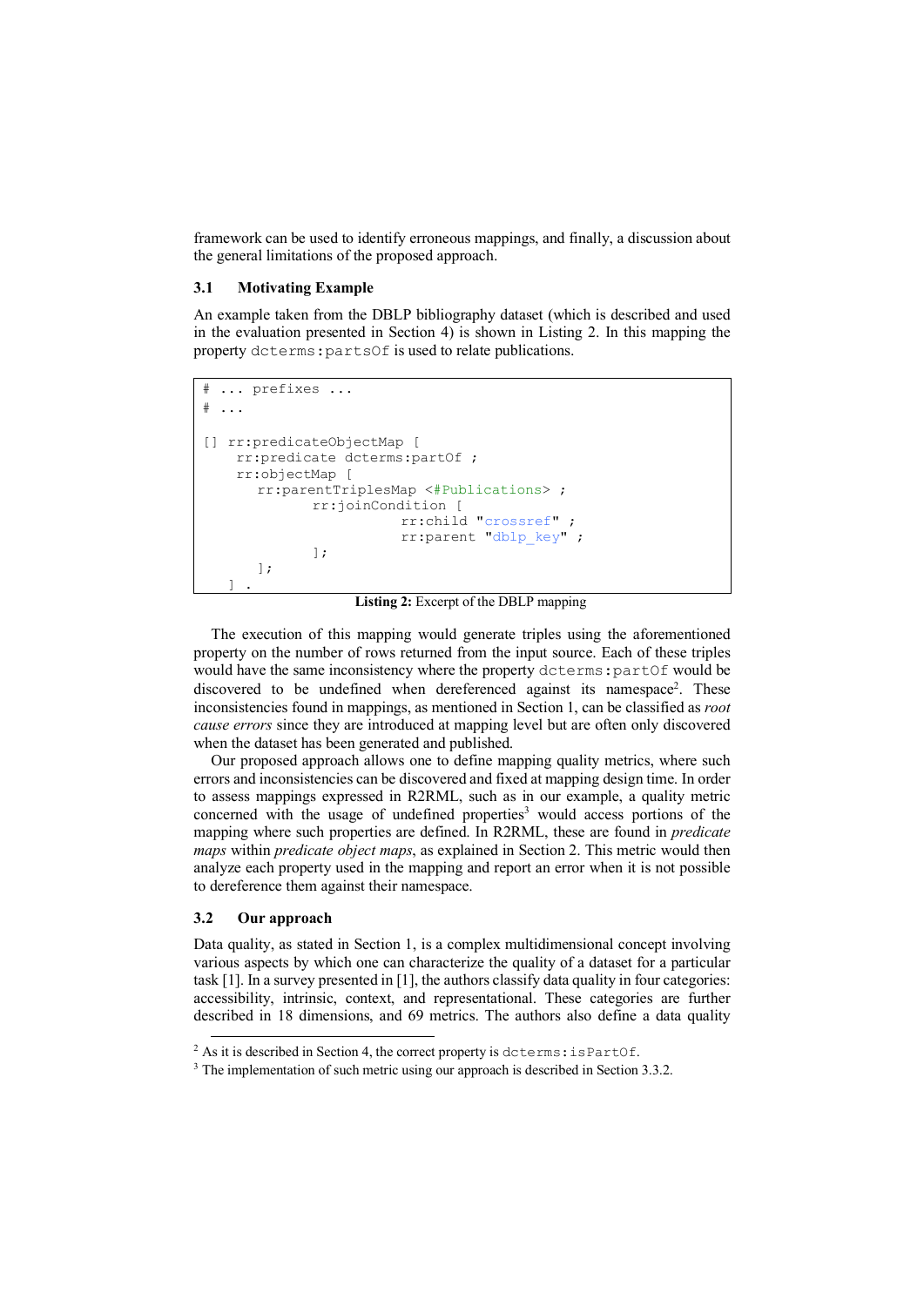framework can be used to identify erroneous mappings, and finally, a discussion about the general limitations of the proposed approach.

### 3.1 Motivating Example

An example taken from the DBLP bibliography dataset (which is described and used in the evaluation presented in Section 4) is shown in Listing 2. In this mapping the property `dcterms:partsOf` is used to relate publications.

```
# ... prefixes ...
# ...

[] rr:predicateObjectMap [
    rr:predicate dcterms:partOf ;
    rr:objectMap [
       rr:parentTriplesMap <#Publications> ;
             rr:joinCondition [
                        rr:child "crossref" ;
                        rr:parent "dblp_key" ;
             ];
       ];
   ] .
```

**Listing 2:** Excerpt of the DBLP mapping

The execution of this mapping would generate triples using the aforementioned property on the number of rows returned from the input source. Each of these triples would have the same inconsistency where the property `dcterms:partOf` would be discovered to be undefined when dereferenced against its namespace[2]. These inconsistencies found in mappings, as mentioned in Section 1, can be classified as *root cause errors* since they are introduced at mapping level but are often only discovered when the dataset has been generated and published.

Our proposed approach allows one to define mapping quality metrics, where such errors and inconsistencies can be discovered and fixed at mapping design time. In order to assess mappings expressed in R2RML, such as in our example, a quality metric concerned with the usage of undefined properties[3] would access portions of the mapping where such properties are defined. In R2RML, these are found in *predicate maps* within *predicate object maps*, as explained in Section 2. This metric would then analyze each property used in the mapping and report an error when it is not possible to dereference them against their namespace.

### 3.2 Our approach

Data quality, as stated in Section 1, is a complex multidimensional concept involving various aspects by which one can characterize the quality of a dataset for a particular task [1]. In a survey presented in [1], the authors classify data quality in four categories: accessibility, intrinsic, context, and representational. These categories are further described in 18 dimensions, and 69 metrics. The authors also define a data quality

---

[2] As it is described in Section 4, the correct property is `dcterms:isPartOf`.

[3] The implementation of such metric using our approach is described in Section 3.3.2.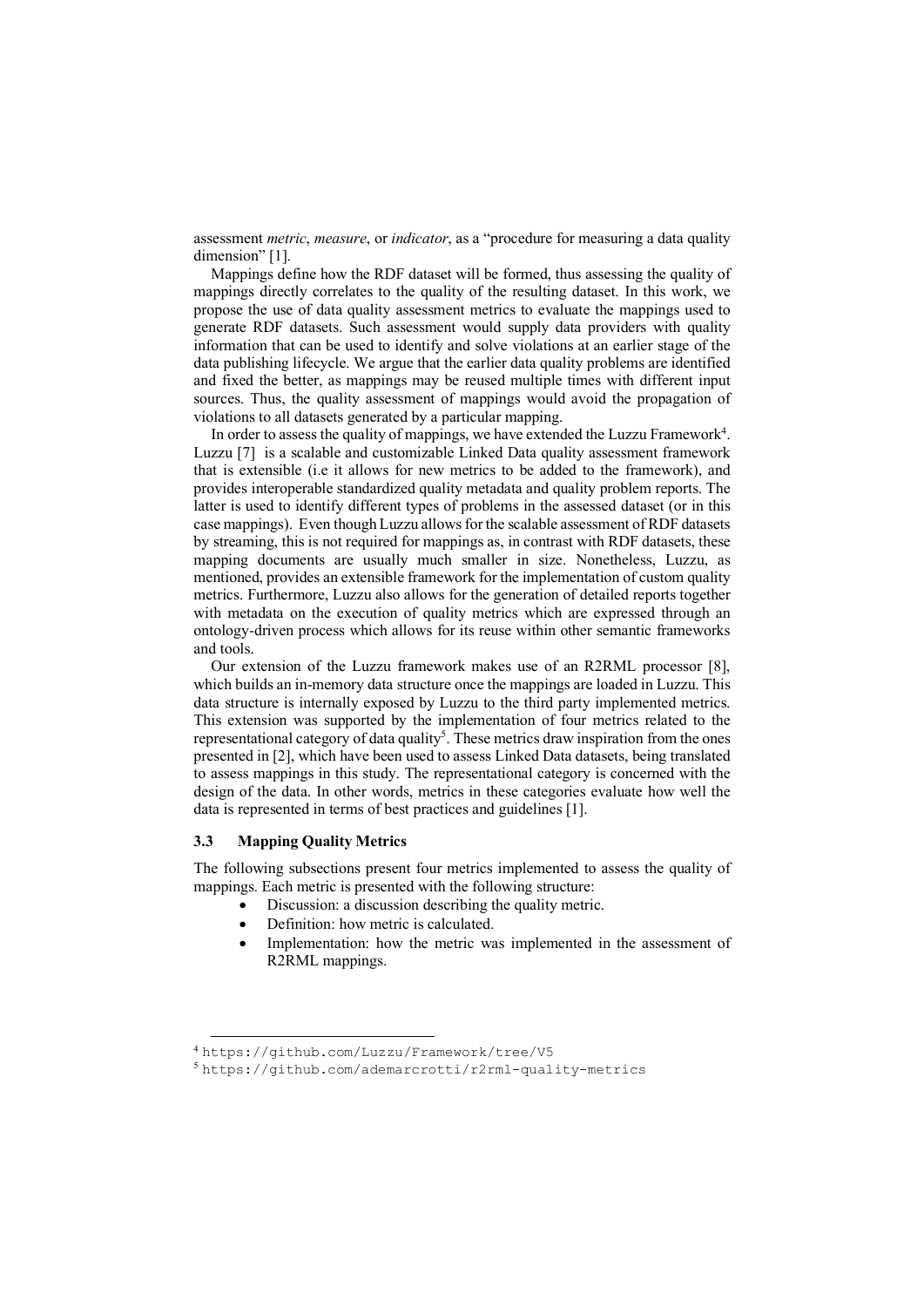assessment *metric*, *measure*, or *indicator*, as a "procedure for measuring a data quality dimension" [1].

Mappings define how the RDF dataset will be formed, thus assessing the quality of mappings directly correlates to the quality of the resulting dataset. In this work, we propose the use of data quality assessment metrics to evaluate the mappings used to generate RDF datasets. Such assessment would supply data providers with quality information that can be used to identify and solve violations at an earlier stage of the data publishing lifecycle. We argue that the earlier data quality problems are identified and fixed the better, as mappings may be reused multiple times with different input sources. Thus, the quality assessment of mappings would avoid the propagation of violations to all datasets generated by a particular mapping.

In order to assess the quality of mappings, we have extended the Luzzu Framework[4]. Luzzu [7] is a scalable and customizable Linked Data quality assessment framework that is extensible (i.e it allows for new metrics to be added to the framework), and provides interoperable standardized quality metadata and quality problem reports. The latter is used to identify different types of problems in the assessed dataset (or in this case mappings). Even though Luzzu allows for the scalable assessment of RDF datasets by streaming, this is not required for mappings as, in contrast with RDF datasets, these mapping documents are usually much smaller in size. Nonetheless, Luzzu, as mentioned, provides an extensible framework for the implementation of custom quality metrics. Furthermore, Luzzu also allows for the generation of detailed reports together with metadata on the execution of quality metrics which are expressed through an ontology-driven process which allows for its reuse within other semantic frameworks and tools.

Our extension of the Luzzu framework makes use of an R2RML processor [8], which builds an in-memory data structure once the mappings are loaded in Luzzu. This data structure is internally exposed by Luzzu to the third party implemented metrics. This extension was supported by the implementation of four metrics related to the representational category of data quality[5]. These metrics draw inspiration from the ones presented in [2], which have been used to assess Linked Data datasets, being translated to assess mappings in this study. The representational category is concerned with the design of the data. In other words, metrics in these categories evaluate how well the data is represented in terms of best practices and guidelines [1].

### 3.3 Mapping Quality Metrics

The following subsections present four metrics implemented to assess the quality of mappings. Each metric is presented with the following structure:

- Discussion: a discussion describing the quality metric.
- Definition: how metric is calculated.
- Implementation: how the metric was implemented in the assessment of R2RML mappings.

[4] https://github.com/Luzzu/Framework/tree/V5

[5] https://github.com/ademarcrotti/r2rml-quality-metrics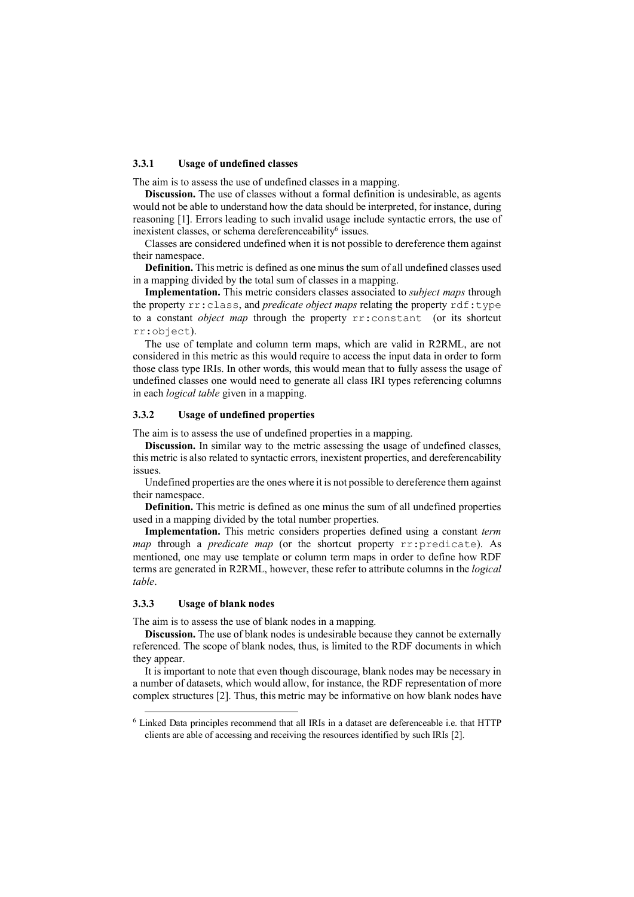### 3.3.1 Usage of undefined classes

The aim is to assess the use of undefined classes in a mapping.

**Discussion.** The use of classes without a formal definition is undesirable, as agents would not be able to understand how the data should be interpreted, for instance, during reasoning [1]. Errors leading to such invalid usage include syntactic errors, the use of inexistent classes, or schema dereferenceability[6] issues.

Classes are considered undefined when it is not possible to dereference them against their namespace.

**Definition.** This metric is defined as one minus the sum of all undefined classes used in a mapping divided by the total sum of classes in a mapping.

**Implementation.** This metric considers classes associated to *subject maps* through the property `rr:class`, and *predicate object maps* relating the property `rdf:type` to a constant *object map* through the property `rr:constant` (or its shortcut `rr:object`).

The use of template and column term maps, which are valid in R2RML, are not considered in this metric as this would require to access the input data in order to form those class type IRIs. In other words, this would mean that to fully assess the usage of undefined classes one would need to generate all class IRI types referencing columns in each *logical table* given in a mapping.

### 3.3.2 Usage of undefined properties

The aim is to assess the use of undefined properties in a mapping.

**Discussion.** In similar way to the metric assessing the usage of undefined classes, this metric is also related to syntactic errors, inexistent properties, and dereferencability issues.

Undefined properties are the ones where it is not possible to dereference them against their namespace.

**Definition.** This metric is defined as one minus the sum of all undefined properties used in a mapping divided by the total number properties.

**Implementation.** This metric considers properties defined using a constant *term map* through a *predicate map* (or the shortcut property `rr:predicate`). As mentioned, one may use template or column term maps in order to define how RDF terms are generated in R2RML, however, these refer to attribute columns in the *logical table*.

### 3.3.3 Usage of blank nodes

The aim is to assess the use of blank nodes in a mapping.

**Discussion.** The use of blank nodes is undesirable because they cannot be externally referenced. The scope of blank nodes, thus, is limited to the RDF documents in which they appear.

It is important to note that even though discourage, blank nodes may be necessary in a number of datasets, which would allow, for instance, the RDF representation of more complex structures [2]. Thus, this metric may be informative on how blank nodes have

---

[6] Linked Data principles recommend that all IRIs in a dataset are deferenceable i.e. that HTTP clients are able of accessing and receiving the resources identified by such IRIs [2].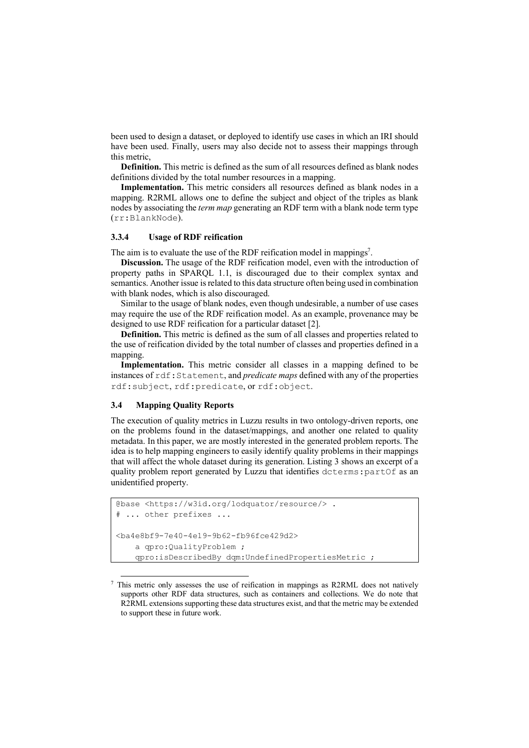been used to design a dataset, or deployed to identify use cases in which an IRI should have been used. Finally, users may also decide not to assess their mappings through this metric,

**Definition.** This metric is defined as the sum of all resources defined as blank nodes definitions divided by the total number resources in a mapping.

**Implementation.** This metric considers all resources defined as blank nodes in a mapping. R2RML allows one to define the subject and object of the triples as blank nodes by associating the *term map* generating an RDF term with a blank node term type (`rr:BlankNode`).

#### 3.3.4 Usage of RDF reification

The aim is to evaluate the use of the RDF reification model in mappings[7].

**Discussion.** The usage of the RDF reification model, even with the introduction of property paths in SPARQL 1.1, is discouraged due to their complex syntax and semantics. Another issue is related to this data structure often being used in combination with blank nodes, which is also discouraged.

Similar to the usage of blank nodes, even though undesirable, a number of use cases may require the use of the RDF reification model. As an example, provenance may be designed to use RDF reification for a particular dataset [2].

**Definition.** This metric is defined as the sum of all classes and properties related to the use of reification divided by the total number of classes and properties defined in a mapping.

**Implementation.** This metric consider all classes in a mapping defined to be instances of `rdf:Statement`, and *predicate maps* defined with any of the properties `rdf:subject`, `rdf:predicate`, or `rdf:object`.

### 3.4 Mapping Quality Reports

The execution of quality metrics in Luzzu results in two ontology-driven reports, one on the problems found in the dataset/mappings, and another one related to quality metadata. In this paper, we are mostly interested in the generated problem reports. The idea is to help mapping engineers to easily identify quality problems in their mappings that will affect the whole dataset during its generation. Listing 3 shows an excerpt of a quality problem report generated by Luzzu that identifies `dcterms:partOf` as an unidentified property.

```
@base <https://w3id.org/lodquator/resource/> .
# ... other prefixes ...

<ba4e8bf9-7e40-4e19-9b62-fb96fce429d2>
    a qpro:QualityProblem ;
    qpro:isDescribedBy dqm:UndefinedPropertiesMetric ;
```

[7] This metric only assesses the use of reification in mappings as R2RML does not natively supports other RDF data structures, such as containers and collections. We do note that R2RML extensions supporting these data structures exist, and that the metric may be extended to support these in future work.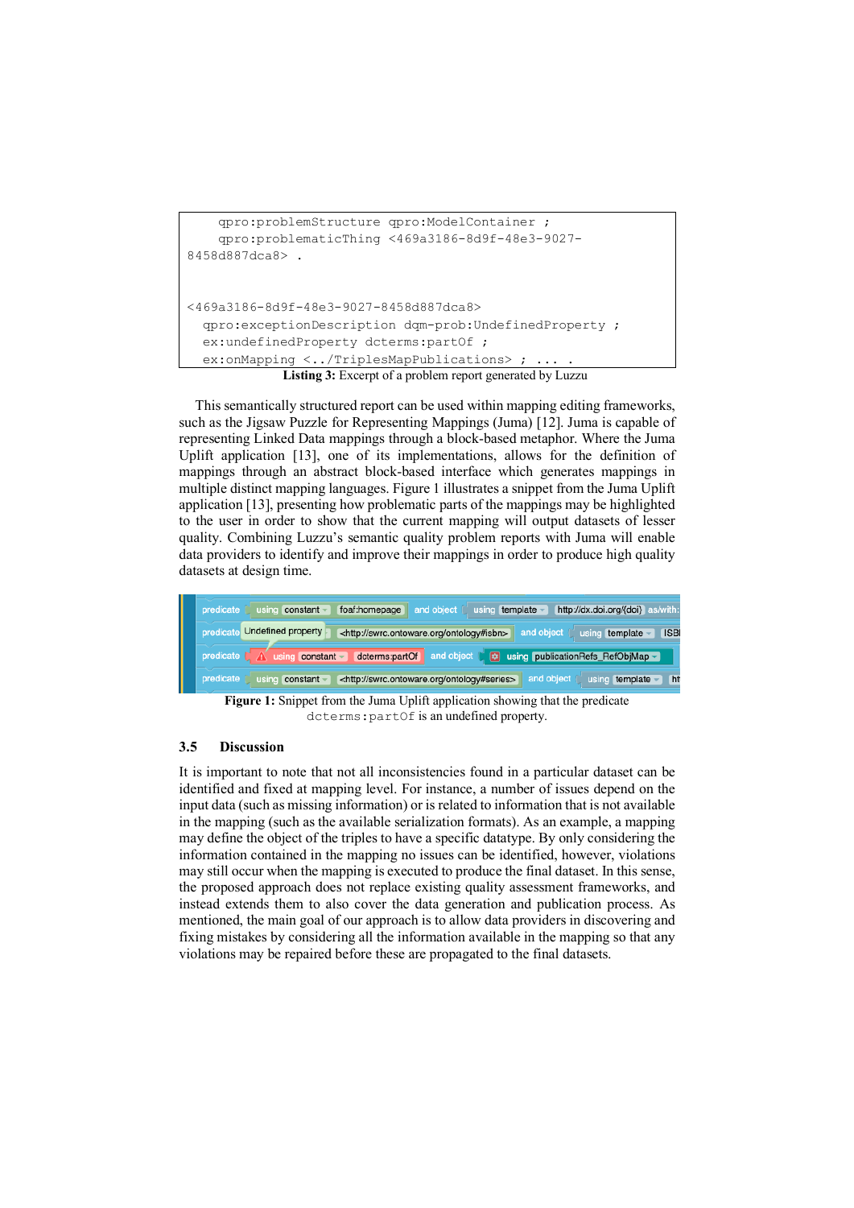```
    qpro:problemStructure qpro:ModelContainer ;
    qpro:problematicThing <469a3186-8d9f-48e3-9027-
8458d887dca8> .


<469a3186-8d9f-48e3-9027-8458d887dca8>
  qpro:exceptionDescription dqm-prob:UndefinedProperty ;
  ex:undefinedProperty dcterms:partOf ;
  ex:onMapping <../TriplesMapPublications> ; ... .
```

**Listing 3:** Excerpt of a problem report generated by Luzzu

This semantically structured report can be used within mapping editing frameworks, such as the Jigsaw Puzzle for Representing Mappings (Juma) [12]. Juma is capable of representing Linked Data mappings through a block-based metaphor. Where the Juma Uplift application [13], one of its implementations, allows for the definition of mappings through an abstract block-based interface which generates mappings in multiple distinct mapping languages. Figure 1 illustrates a snippet from the Juma Uplift application [13], presenting how problematic parts of the mappings may be highlighted to the user in order to show that the current mapping will output datasets of lesser quality. Combining Luzzu's semantic quality problem reports with Juma will enable data providers to identify and improve their mappings in order to produce high quality datasets at design time.

**Figure 1:** Snippet from the Juma Uplift application showing that the predicate `dcterms:partOf` is an undefined property.

### 3.5 Discussion

It is important to note that not all inconsistencies found in a particular dataset can be identified and fixed at mapping level. For instance, a number of issues depend on the input data (such as missing information) or is related to information that is not available in the mapping (such as the available serialization formats). As an example, a mapping may define the object of the triples to have a specific datatype. By only considering the information contained in the mapping no issues can be identified, however, violations may still occur when the mapping is executed to produce the final dataset. In this sense, the proposed approach does not replace existing quality assessment frameworks, and instead extends them to also cover the data generation and publication process. As mentioned, the main goal of our approach is to allow data providers in discovering and fixing mistakes by considering all the information available in the mapping so that any violations may be repaired before these are propagated to the final datasets.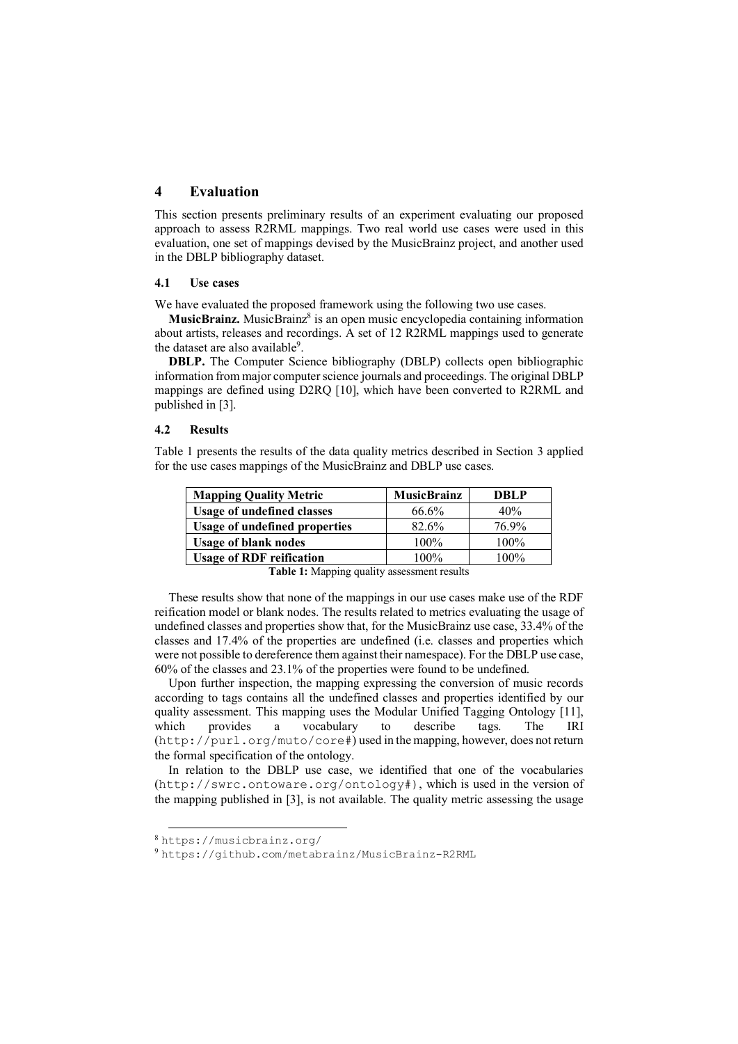## 4 Evaluation

This section presents preliminary results of an experiment evaluating our proposed approach to assess R2RML mappings. Two real world use cases were used in this evaluation, one set of mappings devised by the MusicBrainz project, and another used in the DBLP bibliography dataset.

### 4.1 Use cases

We have evaluated the proposed framework using the following two use cases.

**MusicBrainz.** MusicBrainz[8] is an open music encyclopedia containing information about artists, releases and recordings. A set of 12 R2RML mappings used to generate the dataset are also available[9].

**DBLP.** The Computer Science bibliography (DBLP) collects open bibliographic information from major computer science journals and proceedings. The original DBLP mappings are defined using D2RQ [10], which have been converted to R2RML and published in [3].

### 4.2 Results

Table 1 presents the results of the data quality metrics described in Section 3 applied for the use cases mappings of the MusicBrainz and DBLP use cases.

| Mapping Quality Metric | MusicBrainz | DBLP |
|---|---|---|
| **Usage of undefined classes** | 66.6% | 40% |
| **Usage of undefined properties** | 82.6% | 76.9% |
| **Usage of blank nodes** | 100% | 100% |
| **Usage of RDF reification** | 100% | 100% |

**Table 1:** Mapping quality assessment results

These results show that none of the mappings in our use cases make use of the RDF reification model or blank nodes. The results related to metrics evaluating the usage of undefined classes and properties show that, for the MusicBrainz use case, 33.4% of the classes and 17.4% of the properties are undefined (i.e. classes and properties which were not possible to dereference them against their namespace). For the DBLP use case, 60% of the classes and 23.1% of the properties were found to be undefined.

Upon further inspection, the mapping expressing the conversion of music records according to tags contains all the undefined classes and properties identified by our quality assessment. This mapping uses the Modular Unified Tagging Ontology [11], which provides a vocabulary to describe tags. The IRI (`http://purl.org/muto/core#`) used in the mapping, however, does not return the formal specification of the ontology.

In relation to the DBLP use case, we identified that one of the vocabularies (`http://swrc.ontoware.org/ontology#`), which is used in the version of the mapping published in [3], is not available. The quality metric assessing the usage

[8] `https://musicbrainz.org/`

[9] `https://github.com/metabrainz/MusicBrainz-R2RML`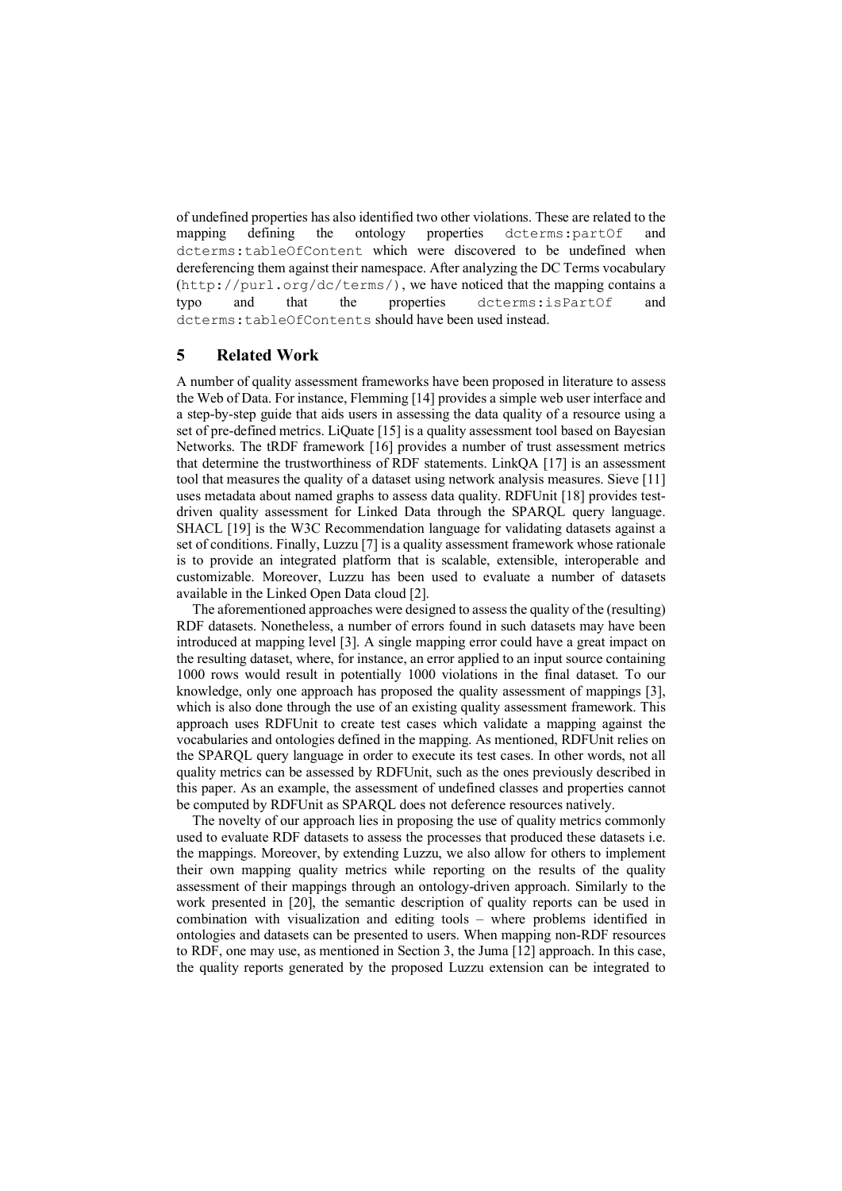of undefined properties has also identified two other violations. These are related to the mapping defining the ontology properties `dcterms:partOf` and `dcterms:tableOfContent` which were discovered to be undefined when dereferencing them against their namespace. After analyzing the DC Terms vocabulary (`http://purl.org/dc/terms/`), we have noticed that the mapping contains a typo and that the properties `dcterms:isPartOf` and `dcterms:tableOfContents` should have been used instead.

## 5 Related Work

A number of quality assessment frameworks have been proposed in literature to assess the Web of Data. For instance, Flemming [14] provides a simple web user interface and a step-by-step guide that aids users in assessing the data quality of a resource using a set of pre-defined metrics. LiQuate [15] is a quality assessment tool based on Bayesian Networks. The tRDF framework [16] provides a number of trust assessment metrics that determine the trustworthiness of RDF statements. LinkQA [17] is an assessment tool that measures the quality of a dataset using network analysis measures. Sieve [11] uses metadata about named graphs to assess data quality. RDFUnit [18] provides test-driven quality assessment for Linked Data through the SPARQL query language. SHACL [19] is the W3C Recommendation language for validating datasets against a set of conditions. Finally, Luzzu [7] is a quality assessment framework whose rationale is to provide an integrated platform that is scalable, extensible, interoperable and customizable. Moreover, Luzzu has been used to evaluate a number of datasets available in the Linked Open Data cloud [2].

The aforementioned approaches were designed to assess the quality of the (resulting) RDF datasets. Nonetheless, a number of errors found in such datasets may have been introduced at mapping level [3]. A single mapping error could have a great impact on the resulting dataset, where, for instance, an error applied to an input source containing 1000 rows would result in potentially 1000 violations in the final dataset. To our knowledge, only one approach has proposed the quality assessment of mappings [3], which is also done through the use of an existing quality assessment framework. This approach uses RDFUnit to create test cases which validate a mapping against the vocabularies and ontologies defined in the mapping. As mentioned, RDFUnit relies on the SPARQL query language in order to execute its test cases. In other words, not all quality metrics can be assessed by RDFUnit, such as the ones previously described in this paper. As an example, the assessment of undefined classes and properties cannot be computed by RDFUnit as SPARQL does not deference resources natively.

The novelty of our approach lies in proposing the use of quality metrics commonly used to evaluate RDF datasets to assess the processes that produced these datasets i.e. the mappings. Moreover, by extending Luzzu, we also allow for others to implement their own mapping quality metrics while reporting on the results of the quality assessment of their mappings through an ontology-driven approach. Similarly to the work presented in [20], the semantic description of quality reports can be used in combination with visualization and editing tools – where problems identified in ontologies and datasets can be presented to users. When mapping non-RDF resources to RDF, one may use, as mentioned in Section 3, the Juma [12] approach. In this case, the quality reports generated by the proposed Luzzu extension can be integrated to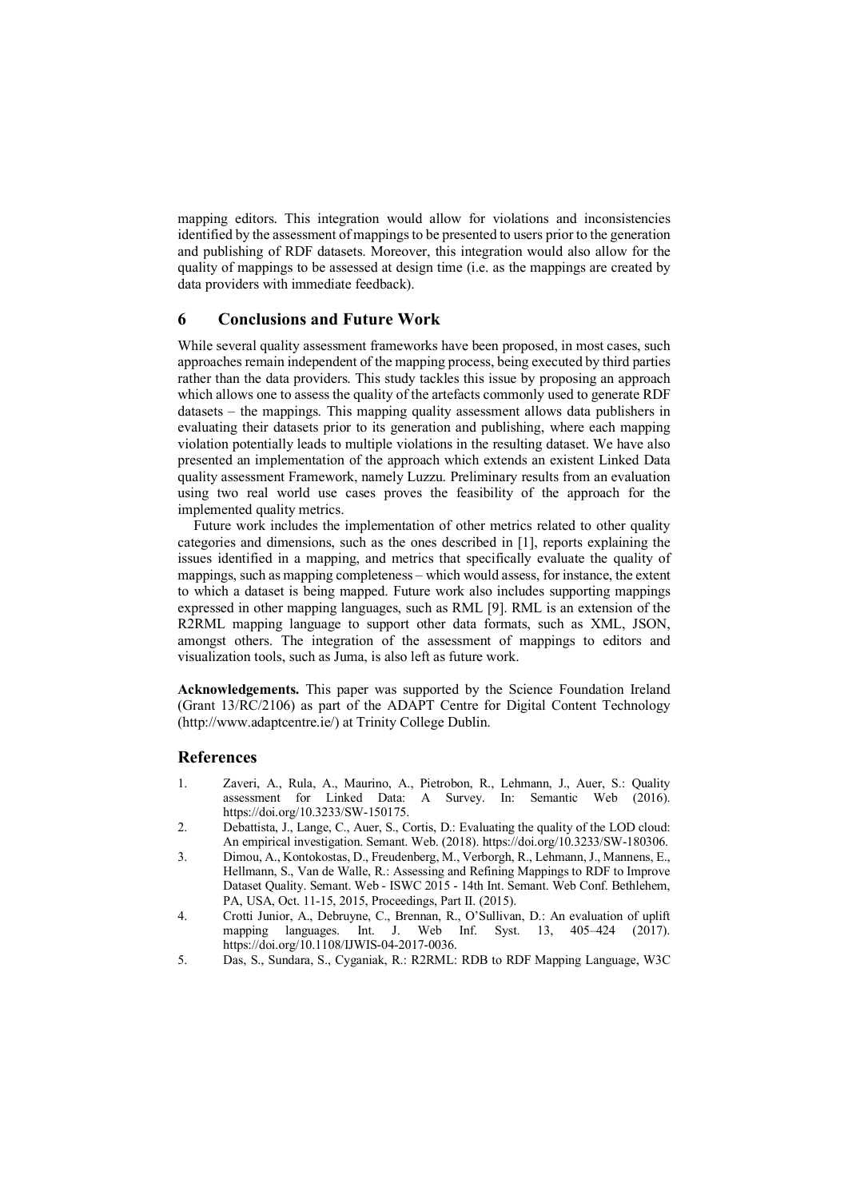mapping editors. This integration would allow for violations and inconsistencies identified by the assessment of mappings to be presented to users prior to the generation and publishing of RDF datasets. Moreover, this integration would also allow for the quality of mappings to be assessed at design time (i.e. as the mappings are created by data providers with immediate feedback).

## 6 Conclusions and Future Work

While several quality assessment frameworks have been proposed, in most cases, such approaches remain independent of the mapping process, being executed by third parties rather than the data providers. This study tackles this issue by proposing an approach which allows one to assess the quality of the artefacts commonly used to generate RDF datasets – the mappings. This mapping quality assessment allows data publishers in evaluating their datasets prior to its generation and publishing, where each mapping violation potentially leads to multiple violations in the resulting dataset. We have also presented an implementation of the approach which extends an existent Linked Data quality assessment Framework, namely Luzzu. Preliminary results from an evaluation using two real world use cases proves the feasibility of the approach for the implemented quality metrics.

Future work includes the implementation of other metrics related to other quality categories and dimensions, such as the ones described in [1], reports explaining the issues identified in a mapping, and metrics that specifically evaluate the quality of mappings, such as mapping completeness – which would assess, for instance, the extent to which a dataset is being mapped. Future work also includes supporting mappings expressed in other mapping languages, such as RML [9]. RML is an extension of the R2RML mapping language to support other data formats, such as XML, JSON, amongst others. The integration of the assessment of mappings to editors and visualization tools, such as Juma, is also left as future work.

**Acknowledgements.** This paper was supported by the Science Foundation Ireland (Grant 13/RC/2106) as part of the ADAPT Centre for Digital Content Technology (http://www.adaptcentre.ie/) at Trinity College Dublin.

## References

1. Zaveri, A., Rula, A., Maurino, A., Pietrobon, R., Lehmann, J., Auer, S.: Quality assessment for Linked Data: A Survey. In: Semantic Web (2016). https://doi.org/10.3233/SW-150175.
2. Debattista, J., Lange, C., Auer, S., Cortis, D.: Evaluating the quality of the LOD cloud: An empirical investigation. Semant. Web. (2018). https://doi.org/10.3233/SW-180306.
3. Dimou, A., Kontokostas, D., Freudenberg, M., Verborgh, R., Lehmann, J., Mannens, E., Hellmann, S., Van de Walle, R.: Assessing and Refining Mappings to RDF to Improve Dataset Quality. Semant. Web - ISWC 2015 - 14th Int. Semant. Web Conf. Bethlehem, PA, USA, Oct. 11-15, 2015, Proceedings, Part II. (2015).
4. Crotti Junior, A., Debruyne, C., Brennan, R., O'Sullivan, D.: An evaluation of uplift mapping languages. Int. J. Web Inf. Syst. 13, 405–424 (2017). https://doi.org/10.1108/IJWIS-04-2017-0036.
5. Das, S., Sundara, S., Cyganiak, R.: R2RML: RDB to RDF Mapping Language, W3C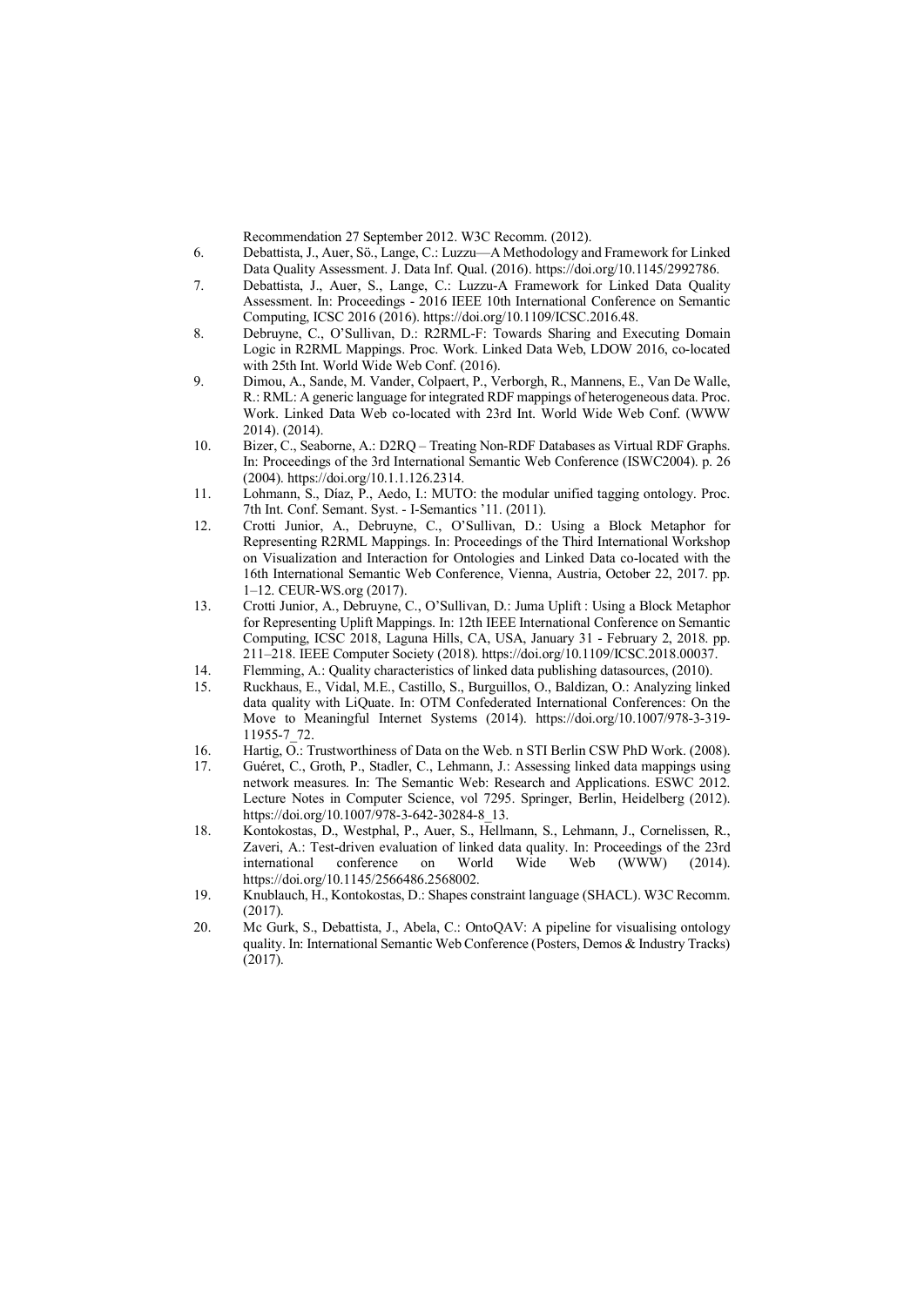Recommendation 27 September 2012. W3C Recomm. (2012).

6. Debattista, J., Auer, Sö., Lange, C.: Luzzu—A Methodology and Framework for Linked Data Quality Assessment. J. Data Inf. Qual. (2016). https://doi.org/10.1145/2992786.
7. Debattista, J., Auer, S., Lange, C.: Luzzu-A Framework for Linked Data Quality Assessment. In: Proceedings - 2016 IEEE 10th International Conference on Semantic Computing, ICSC 2016 (2016). https://doi.org/10.1109/ICSC.2016.48.
8. Debruyne, C., O'Sullivan, D.: R2RML-F: Towards Sharing and Executing Domain Logic in R2RML Mappings. Proc. Work. Linked Data Web, LDOW 2016, co-located with 25th Int. World Wide Web Conf. (2016).
9. Dimou, A., Sande, M. Vander, Colpaert, P., Verborgh, R., Mannens, E., Van De Walle, R.: RML: A generic language for integrated RDF mappings of heterogeneous data. Proc. Work. Linked Data Web co-located with 23rd Int. World Wide Web Conf. (WWW 2014). (2014).
10. Bizer, C., Seaborne, A.: D2RQ – Treating Non-RDF Databases as Virtual RDF Graphs. In: Proceedings of the 3rd International Semantic Web Conference (ISWC2004). p. 26 (2004). https://doi.org/10.1.1.126.2314.
11. Lohmann, S., Díaz, P., Aedo, I.: MUTO: the modular unified tagging ontology. Proc. 7th Int. Conf. Semant. Syst. - I-Semantics '11. (2011).
12. Crotti Junior, A., Debruyne, C., O'Sullivan, D.: Using a Block Metaphor for Representing R2RML Mappings. In: Proceedings of the Third International Workshop on Visualization and Interaction for Ontologies and Linked Data co-located with the 16th International Semantic Web Conference, Vienna, Austria, October 22, 2017. pp. 1–12. CEUR-WS.org (2017).
13. Crotti Junior, A., Debruyne, C., O'Sullivan, D.: Juma Uplift : Using a Block Metaphor for Representing Uplift Mappings. In: 12th IEEE International Conference on Semantic Computing, ICSC 2018, Laguna Hills, CA, USA, January 31 - February 2, 2018. pp. 211–218. IEEE Computer Society (2018). https://doi.org/10.1109/ICSC.2018.00037.
14. Flemming, A.: Quality characteristics of linked data publishing datasources, (2010).
15. Ruckhaus, E., Vidal, M.E., Castillo, S., Burguillos, O., Baldizan, O.: Analyzing linked data quality with LiQuate. In: OTM Confederated International Conferences: On the Move to Meaningful Internet Systems (2014). https://doi.org/10.1007/978-3-319-11955-7_72.
16. Hartig, O.: Trustworthiness of Data on the Web. n STI Berlin CSW PhD Work. (2008).
17. Guéret, C., Groth, P., Stadler, C., Lehmann, J.: Assessing linked data mappings using network measures. In: The Semantic Web: Research and Applications. ESWC 2012. Lecture Notes in Computer Science, vol 7295. Springer, Berlin, Heidelberg (2012). https://doi.org/10.1007/978-3-642-30284-8_13.
18. Kontokostas, D., Westphal, P., Auer, S., Hellmann, S., Lehmann, J., Cornelissen, R., Zaveri, A.: Test-driven evaluation of linked data quality. In: Proceedings of the 23rd international conference on World Wide Web (WWW) (2014). https://doi.org/10.1145/2566486.2568002.
19. Knublauch, H., Kontokostas, D.: Shapes constraint language (SHACL). W3C Recomm. (2017).
20. Mc Gurk, S., Debattista, J., Abela, C.: OntoQAV: A pipeline for visualising ontology quality. In: International Semantic Web Conference (Posters, Demos & Industry Tracks) (2017).